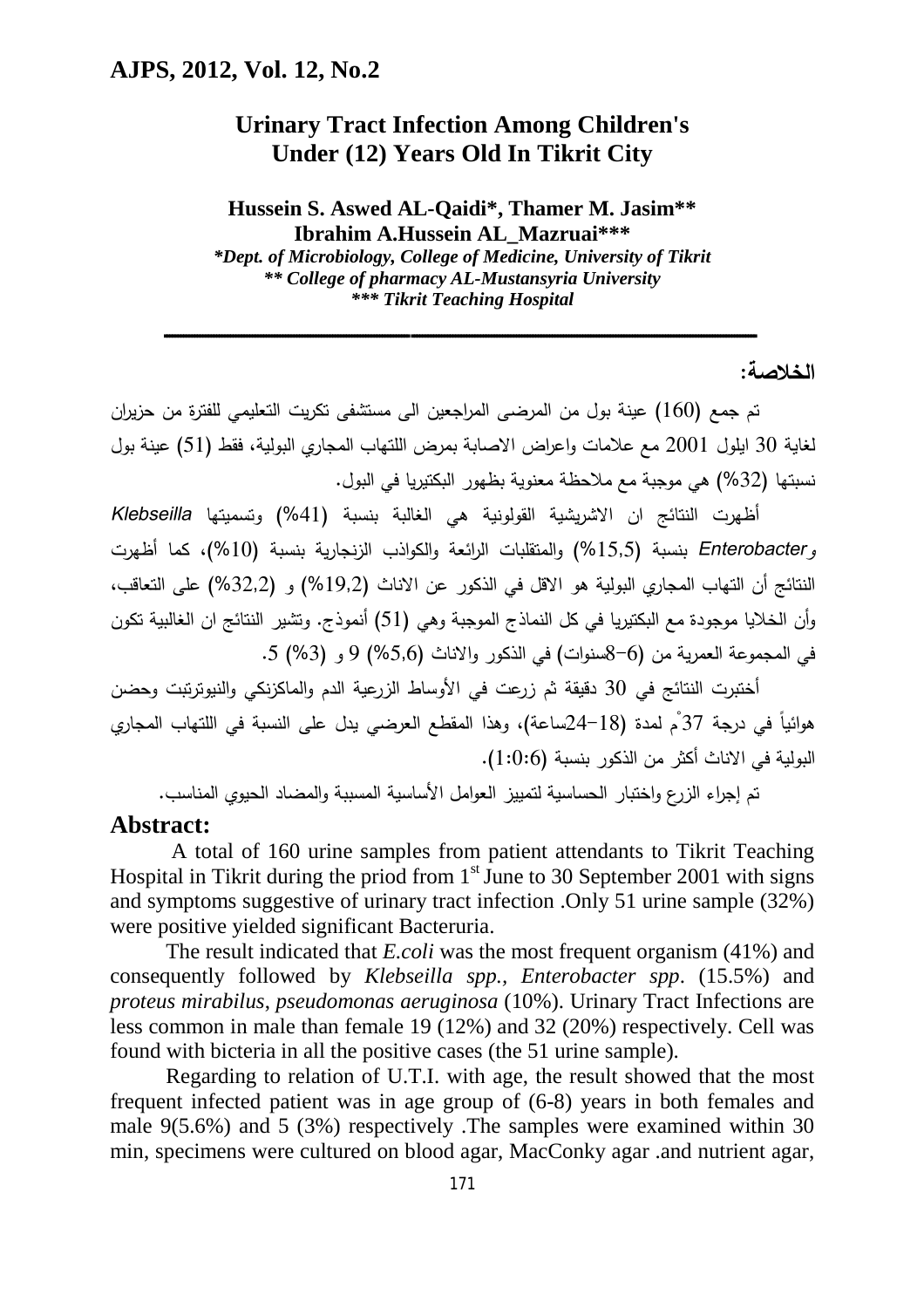# Urinary Tract Infection Among Children's Under (12) Years Old In Tikrit City

**Hussein S. Aswed AL-Qaidi\*, Thamer M. Jasim\*\***
**Ibrahim A.Hussein AL_Mazruai\*\*\***

*\*Dept. of Microbiology, College of Medicine, University of Tikrit*
*\*\* College of pharmacy AL-Mustansyria University*
*\*\*\* Tikrit Teaching Hospital*

---

## الخلاصة:

تم جمع (160) عينة بول من المرضى المراجعين الى مستشفى تكريت التعليمي للفترة من حزيران لغاية 30 ايلول 2001 مع علامات واعراض الاصابة بمرض اللتهاب المجاري البولية، فقط (51) عينة بول نسبتها (32%) هي موجبة مع ملاحظة معنوية بظهور البكتيريا في البول.

أظهرت النتائج ان الاشريشية القولونية هي الغالبة بنسبة (41%) وتسميتها *Klebseilla* و*Enterobacter* بنسبة (15,5%) والمتقلبات الرائعة والكواذب الزنجارية بنسبة (10%)، كما أظهرت النتائج أن التهاب المجاري البولية هو الاقل في الذكور عن الاناث (19,2%) و (32,2%) على التعاقب، وأن الخلايا موجودة مع البكتيريا في كل النماذج الموجبة وهي (51) أنموذج. وتشير النتائج ان الغالبية تكون في المجموعة العمرية من (6–8سنوات) في الذكور والاناث (5,6%) 9 و (3%) 5.

أختبرت النتائج في 30 دقيقة ثم زرعت في الأوساط الزرعية الدم والماكزنكي والنيوترتبت وحضن هوائياً في درجة 37ْم لمدة (18–24ساعة)، وهذا المقطع العرضي يدل على النسبة في اللتهاب المجاري البولية في الاناث أكثر من الذكور بنسبة (1:0:6).

تم إجراء الزرع واختبار الحساسية لتمييز العوامل الأساسية المسببة والمضاد الحيوي المناسب.

## Abstract:

A total of 160 urine samples from patient attendants to Tikrit Teaching Hospital in Tikrit during the priod from 1st June to 30 September 2001 with signs and symptoms suggestive of urinary tract infection .Only 51 urine sample (32%) were positive yielded significant Bacteruria.

The result indicated that *E.coli* was the most frequent organism (41%) and consequently followed by *Klebseilla spp.*, *Enterobacter spp*. (15.5%) and *proteus mirabilus*, *pseudomonas aeruginosa* (10%). Urinary Tract Infections are less common in male than female 19 (12%) and 32 (20%) respectively. Cell was found with bicteria in all the positive cases (the 51 urine sample).

Regarding to relation of U.T.I. with age, the result showed that the most frequent infected patient was in age group of (6-8) years in both females and male 9(5.6%) and 5 (3%) respectively .The samples were examined within 30 min, specimens were cultured on blood agar, MacConky agar .and nutrient agar,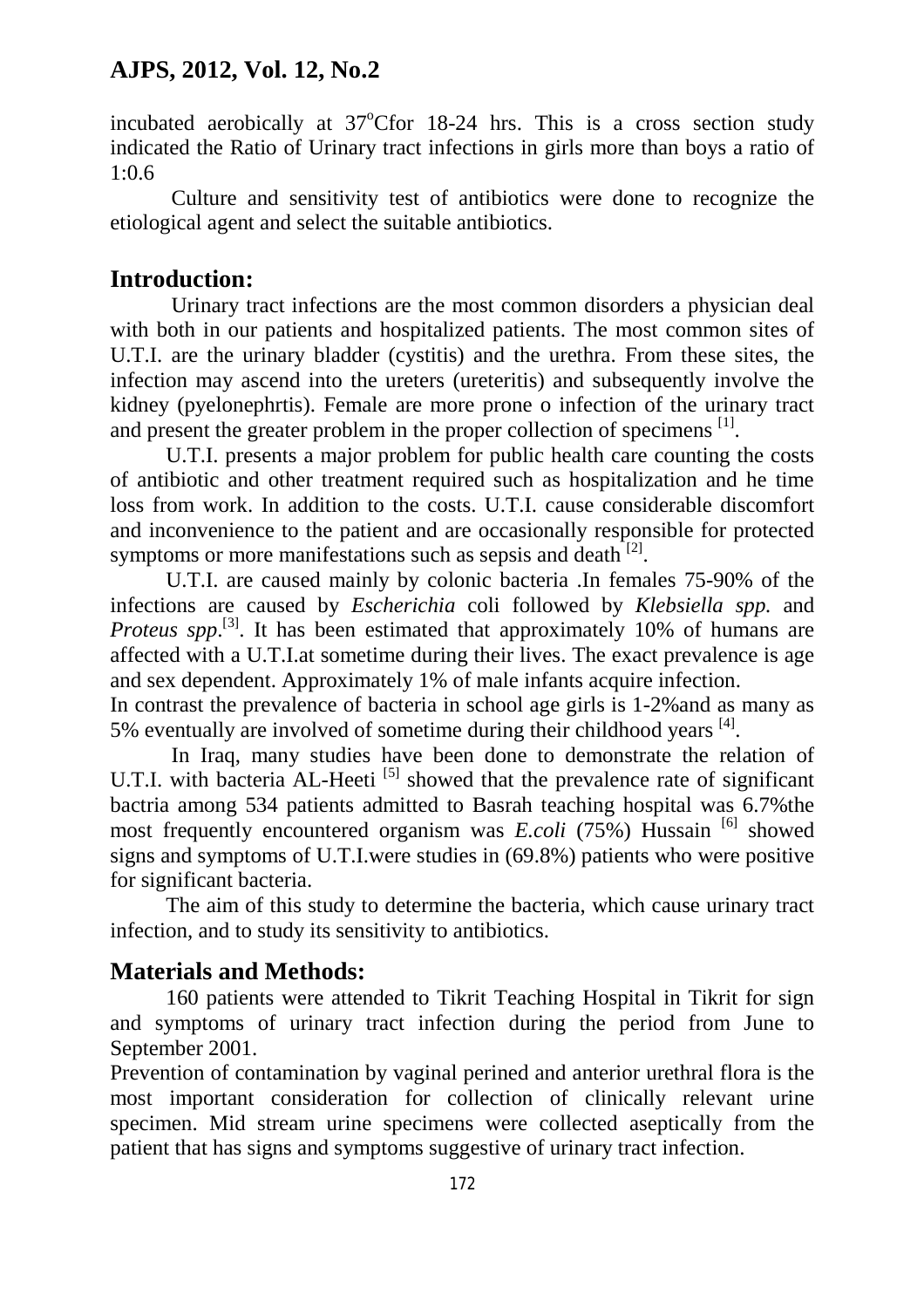incubated aerobically at 37$^o$Cfor 18-24 hrs. This is a cross section study indicated the Ratio of Urinary tract infections in girls more than boys a ratio of 1:0.6

Culture and sensitivity test of antibiotics were done to recognize the etiological agent and select the suitable antibiotics.

## Introduction:

Urinary tract infections are the most common disorders a physician deal with both in our patients and hospitalized patients. The most common sites of U.T.I. are the urinary bladder (cystitis) and the urethra. From these sites, the infection may ascend into the ureters (ureteritis) and subsequently involve the kidney (pyelonephrtis). Female are more prone o infection of the urinary tract and present the greater problem in the proper collection of specimens [1].

U.T.I. presents a major problem for public health care counting the costs of antibiotic and other treatment required such as hospitalization and he time loss from work. In addition to the costs. U.T.I. cause considerable discomfort and inconvenience to the patient and are occasionally responsible for protected symptoms or more manifestations such as sepsis and death [2].

U.T.I. are caused mainly by colonic bacteria .In females 75-90% of the infections are caused by *Escherichia* coli followed by *Klebsiella spp.* and *Proteus spp*.[3]. It has been estimated that approximately 10% of humans are affected with a U.T.I.at sometime during their lives. The exact prevalence is age and sex dependent. Approximately 1% of male infants acquire infection.
In contrast the prevalence of bacteria in school age girls is 1-2%and as many as 5% eventually are involved of sometime during their childhood years [4].

In Iraq, many studies have been done to demonstrate the relation of U.T.I. with bacteria AL-Heeti [5] showed that the prevalence rate of significant bactria among 534 patients admitted to Basrah teaching hospital was 6.7%the most frequently encountered organism was *E.coli* (75%) Hussain [6] showed signs and symptoms of U.T.I.were studies in (69.8%) patients who were positive for significant bacteria.

The aim of this study to determine the bacteria, which cause urinary tract infection, and to study its sensitivity to antibiotics.

## Materials and Methods:

160 patients were attended to Tikrit Teaching Hospital in Tikrit for sign and symptoms of urinary tract infection during the period from June to September 2001.
Prevention of contamination by vaginal perined and anterior urethral flora is the most important consideration for collection of clinically relevant urine specimen. Mid stream urine specimens were collected aseptically from the patient that has signs and symptoms suggestive of urinary tract infection.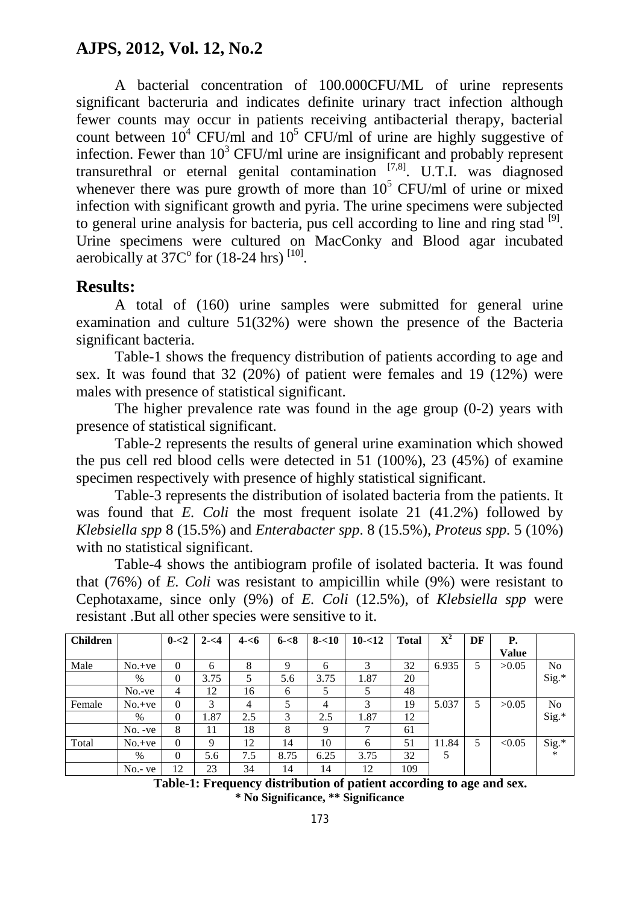A bacterial concentration of 100.000CFU/ML of urine represents significant bacteruria and indicates definite urinary tract infection although fewer counts may occur in patients receiving antibacterial therapy, bacterial count between $10^4$ CFU/ml and $10^5$ CFU/ml of urine are highly suggestive of infection. Fewer than $10^3$ CFU/ml urine are insignificant and probably represent transurethral or eternal genital contamination [7,8]. U.T.I. was diagnosed whenever there was pure growth of more than $10^5$ CFU/ml of urine or mixed infection with significant growth and pyria. The urine specimens were subjected to general urine analysis for bacteria, pus cell according to line and ring stad [9]. Urine specimens were cultured on MacConky and Blood agar incubated aerobically at 37C° for (18-24 hrs) [10].

## Results:

A total of (160) urine samples were submitted for general urine examination and culture 51(32%) were shown the presence of the Bacteria significant bacteria.

Table-1 shows the frequency distribution of patients according to age and sex. It was found that 32 (20%) of patient were females and 19 (12%) were males with presence of statistical significant.

The higher prevalence rate was found in the age group (0-2) years with presence of statistical significant.

Table-2 represents the results of general urine examination which showed the pus cell red blood cells were detected in 51 (100%), 23 (45%) of examine specimen respectively with presence of highly statistical significant.

Table-3 represents the distribution of isolated bacteria from the patients. It was found that *E. Coli* the most frequent isolate 21 (41.2%) followed by *Klebsiella spp* 8 (15.5%) and *Enterabacter spp*. 8 (15.5%), *Proteus spp.* 5 (10%) with no statistical significant.

Table-4 shows the antibiogram profile of isolated bacteria. It was found that (76%) of *E. Coli* was resistant to ampicillin while (9%) were resistant to Cephotaxame, since only (9%) of *E. Coli* (12.5%), of *Klebsiella spp* were resistant .But all other species were sensitive to it.

| Children | | 0-<2 | 2-<4 | 4-<6 | 6-<8 | 8-<10 | 10-<12 | Total | $X^2$ | DF | P. Value | |
|---|---|---|---|---|---|---|---|---|---|---|---|---|
| Male | No.+ve | 0 | 6 | 8 | 9 | 6 | 3 | 32 | 6.935 | 5 | >0.05 | No Sig.* |
| | % | 0 | 3.75 | 5 | 5.6 | 3.75 | 1.87 | 20 | | | | |
| | No.-ve | 4 | 12 | 16 | 6 | 5 | 5 | 48 | | | | |
| Female | No.+ve | 0 | 3 | 4 | 5 | 4 | 3 | 19 | 5.037 | 5 | >0.05 | No Sig.* |
| | % | 0 | 1.87 | 2.5 | 3 | 2.5 | 1.87 | 12 | | | | |
| | No. -ve | 8 | 11 | 18 | 8 | 9 | 7 | 61 | | | | |
| Total | No.+ve | 0 | 9 | 12 | 14 | 10 | 6 | 51 | 11.845 | 5 | <0.05 | Sig.** |
| | % | 0 | 5.6 | 7.5 | 8.75 | 6.25 | 3.75 | 32 | | | | |
| | No.- ve | 12 | 23 | 34 | 14 | 14 | 12 | 109 | | | | |

**Table-1: Frequency distribution of patient according to age and sex.**
**\* No Significance, \*\* Significance**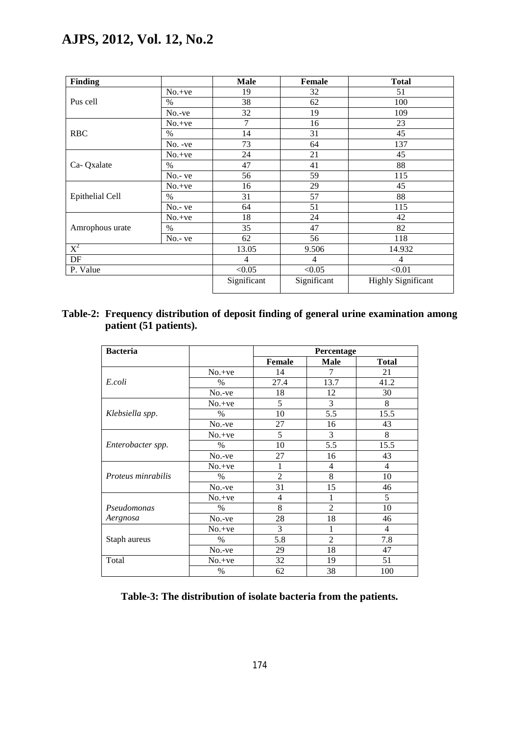| Finding | | Male | Female | Total |
|---|---|---|---|---|
| Pus cell | No.+ve | 19 | 32 | 51 |
| | % | 38 | 62 | 100 |
| | No.-ve | 32 | 19 | 109 |
| RBC | No.+ve | 7 | 16 | 23 |
| | % | 14 | 31 | 45 |
| | No. -ve | 73 | 64 | 137 |
| Ca- Qxalate | No.+ve | 24 | 21 | 45 |
| | % | 47 | 41 | 88 |
| | No.- ve | 56 | 59 | 115 |
| Epithelial Cell | No.+ve | 16 | 29 | 45 |
| | % | 31 | 57 | 88 |
| | No.- ve | 64 | 51 | 115 |
| Amrophous urate | No.+ve | 18 | 24 | 42 |
| | % | 35 | 47 | 82 |
| | No.- ve | 62 | 56 | 118 |
| $X^2$ | | 13.05 | 9.506 | 14.932 |
| DF | | 4 | 4 | 4 |
| P. Value | | <0.05 | <0.05 | <0.01 |
| | | Significant | Significant | Highly Significant |

**Table-2: Frequency distribution of deposit finding of general urine examination among patient (51 patients).**

| Bacteria | | Percentage | | |
|---|---|---|---|---|
| | | Female | Male | Total |
| *E.coli* | No.+ve | 14 | 7 | 21 |
| | % | 27.4 | 13.7 | 41.2 |
| | No.-ve | 18 | 12 | 30 |
| *Klebsiella spp*. | No.+ve | 5 | 3 | 8 |
| | % | 10 | 5.5 | 15.5 |
| | No.-ve | 27 | 16 | 43 |
| *Enterobacter spp.* | No.+ve | 5 | 3 | 8 |
| | % | 10 | 5.5 | 15.5 |
| | No.-ve | 27 | 16 | 43 |
| *Proteus minrabilis* | No.+ve | 1 | 4 | 4 |
| | % | 2 | 8 | 10 |
| | No.-ve | 31 | 15 | 46 |
| *Pseudomonas Aergnosa* | No.+ve | 4 | 1 | 5 |
| | % | 8 | 2 | 10 |
| | No.-ve | 28 | 18 | 46 |
| Staph aureus | No.+ve | 3 | 1 | 4 |
| | % | 5.8 | 2 | 7.8 |
| | No.-ve | 29 | 18 | 47 |
| Total | No.+ve | 32 | 19 | 51 |
| | % | 62 | 38 | 100 |

**Table-3: The distribution of isolate bacteria from the patients.**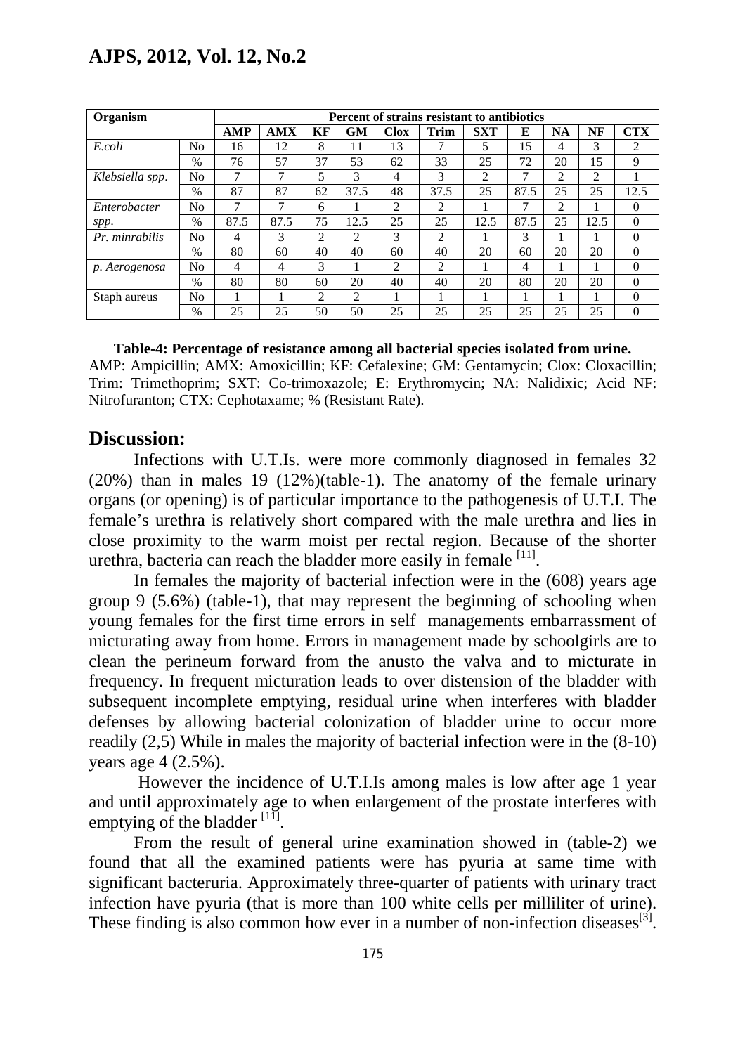| Organism | | Percent of strains resistant to antibiotics | | | | | | | | | | |
|---|---|---|---|---|---|---|---|---|---|---|---|---|
| | | AMP | AMX | KF | GM | Clox | Trim | SXT | E | NA | NF | CTX |
| *E.coli* | No | 16 | 12 | 8 | 11 | 13 | 7 | 5 | 15 | 4 | 3 | 2 |
| | % | 76 | 57 | 37 | 53 | 62 | 33 | 25 | 72 | 20 | 15 | 9 |
| *Klebsiella spp.* | No | 7 | 7 | 5 | 3 | 4 | 3 | 2 | 7 | 2 | 2 | 1 |
| | % | 87 | 87 | 62 | 37.5 | 48 | 37.5 | 25 | 87.5 | 25 | 25 | 12.5 |
| *Enterobacter spp.* | No | 7 | 7 | 6 | 1 | 2 | 2 | 1 | 7 | 2 | 1 | 0 |
| | % | 87.5 | 87.5 | 75 | 12.5 | 25 | 25 | 12.5 | 87.5 | 25 | 12.5 | 0 |
| *Pr. minrabilis* | No | 4 | 3 | 2 | 2 | 3 | 2 | 1 | 3 | 1 | 1 | 0 |
| | % | 80 | 60 | 40 | 40 | 60 | 40 | 20 | 60 | 20 | 20 | 0 |
| *p. Aerogenosa* | No | 4 | 4 | 3 | 1 | 2 | 2 | 1 | 4 | 1 | 1 | 0 |
| | % | 80 | 80 | 60 | 20 | 40 | 40 | 20 | 80 | 20 | 20 | 0 |
| Staph aureus | No | 1 | 1 | 2 | 2 | 1 | 1 | 1 | 1 | 1 | 1 | 0 |
| | % | 25 | 25 | 50 | 50 | 25 | 25 | 25 | 25 | 25 | 25 | 0 |

**Table-4: Percentage of resistance among all bacterial species isolated from urine.**
AMP: Ampicillin; AMX: Amoxicillin; KF: Cefalexine; GM: Gentamycin; Clox: Cloxacillin; Trim: Trimethoprim; SXT: Co-trimoxazole; E: Erythromycin; NA: Nalidixic; Acid NF: Nitrofuranton; CTX: Cephotaxame; % (Resistant Rate).

## Discussion:

Infections with U.T.Is. were more commonly diagnosed in females 32 (20%) than in males 19 (12%)(table-1). The anatomy of the female urinary organs (or opening) is of particular importance to the pathogenesis of U.T.I. The female's urethra is relatively short compared with the male urethra and lies in close proximity to the warm moist per rectal region. Because of the shorter urethra, bacteria can reach the bladder more easily in female [11].

In females the majority of bacterial infection were in the (608) years age group 9 (5.6%) (table-1), that may represent the beginning of schooling when young females for the first time errors in self managements embarrassment of micturating away from home. Errors in management made by schoolgirls are to clean the perineum forward from the anusto the valva and to micturate in frequency. In frequent micturation leads to over distension of the bladder with subsequent incomplete emptying, residual urine when interferes with bladder defenses by allowing bacterial colonization of bladder urine to occur more readily (2,5) While in males the majority of bacterial infection were in the (8-10) years age 4 (2.5%).

However the incidence of U.T.I.Is among males is low after age 1 year and until approximately age to when enlargement of the prostate interferes with emptying of the bladder [11].

From the result of general urine examination showed in (table-2) we found that all the examined patients were has pyuria at same time with significant bacteruria. Approximately three-quarter of patients with urinary tract infection have pyuria (that is more than 100 white cells per milliliter of urine). These finding is also common how ever in a number of non-infection diseases[3].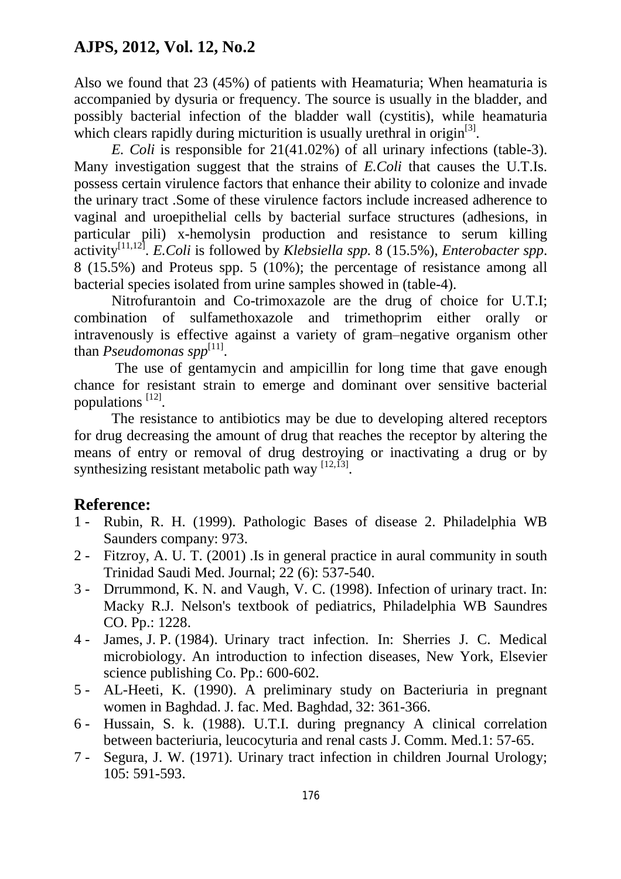Also we found that 23 (45%) of patients with Heamaturia; When heamaturia is accompanied by dysuria or frequency. The source is usually in the bladder, and possibly bacterial infection of the bladder wall (cystitis), while heamaturia which clears rapidly during micturition is usually urethral in origin[3].

*E. Coli* is responsible for 21(41.02%) of all urinary infections (table-3). Many investigation suggest that the strains of *E.Coli* that causes the U.T.Is. possess certain virulence factors that enhance their ability to colonize and invade the urinary tract .Some of these virulence factors include increased adherence to vaginal and uroepithelial cells by bacterial surface structures (adhesions, in particular pili) x-hemolysin production and resistance to serum killing activity[11,12]. *E.Coli* is followed by *Klebsiella spp.* 8 (15.5%), *Enterobacter spp*. 8 (15.5%) and Proteus spp. 5 (10%); the percentage of resistance among all bacterial species isolated from urine samples showed in (table-4).

Nitrofurantoin and Co-trimoxazole are the drug of choice for U.T.I; combination of sulfamethoxazole and trimethoprim either orally or intravenously is effective against a variety of gram–negative organism other than *Pseudomonas spp*[11].

The use of gentamycin and ampicillin for long time that gave enough chance for resistant strain to emerge and dominant over sensitive bacterial populations [12].

The resistance to antibiotics may be due to developing altered receptors for drug decreasing the amount of drug that reaches the receptor by altering the means of entry or removal of drug destroying or inactivating a drug or by synthesizing resistant metabolic path way [12,13].

## Reference:

1 - Rubin, R. H. (1999). Pathologic Bases of disease 2. Philadelphia WB Saunders company: 973.

2 - Fitzroy, A. U. T. (2001) .Is in general practice in aural community in south Trinidad Saudi Med. Journal; 22 (6): 537-540.

3 - Drrummond, K. N. and Vaugh, V. C. (1998). Infection of urinary tract. In: Macky R.J. Nelson's textbook of pediatrics, Philadelphia WB Saundres CO. Pp.: 1228.

4 - James, J. P. (1984). Urinary tract infection. In: Sherries J. C. Medical microbiology. An introduction to infection diseases, New York, Elsevier science publishing Co. Pp.: 600-602.

5 - AL-Heeti, K. (1990). A preliminary study on Bacteriuria in pregnant women in Baghdad. J. fac. Med. Baghdad, 32: 361-366.

6 - Hussain, S. k. (1988). U.T.I. during pregnancy A clinical correlation between bacteriuria, leucocyturia and renal casts J. Comm. Med.1: 57-65.

7 - Segura, J. W. (1971). Urinary tract infection in children Journal Urology; 105: 591-593.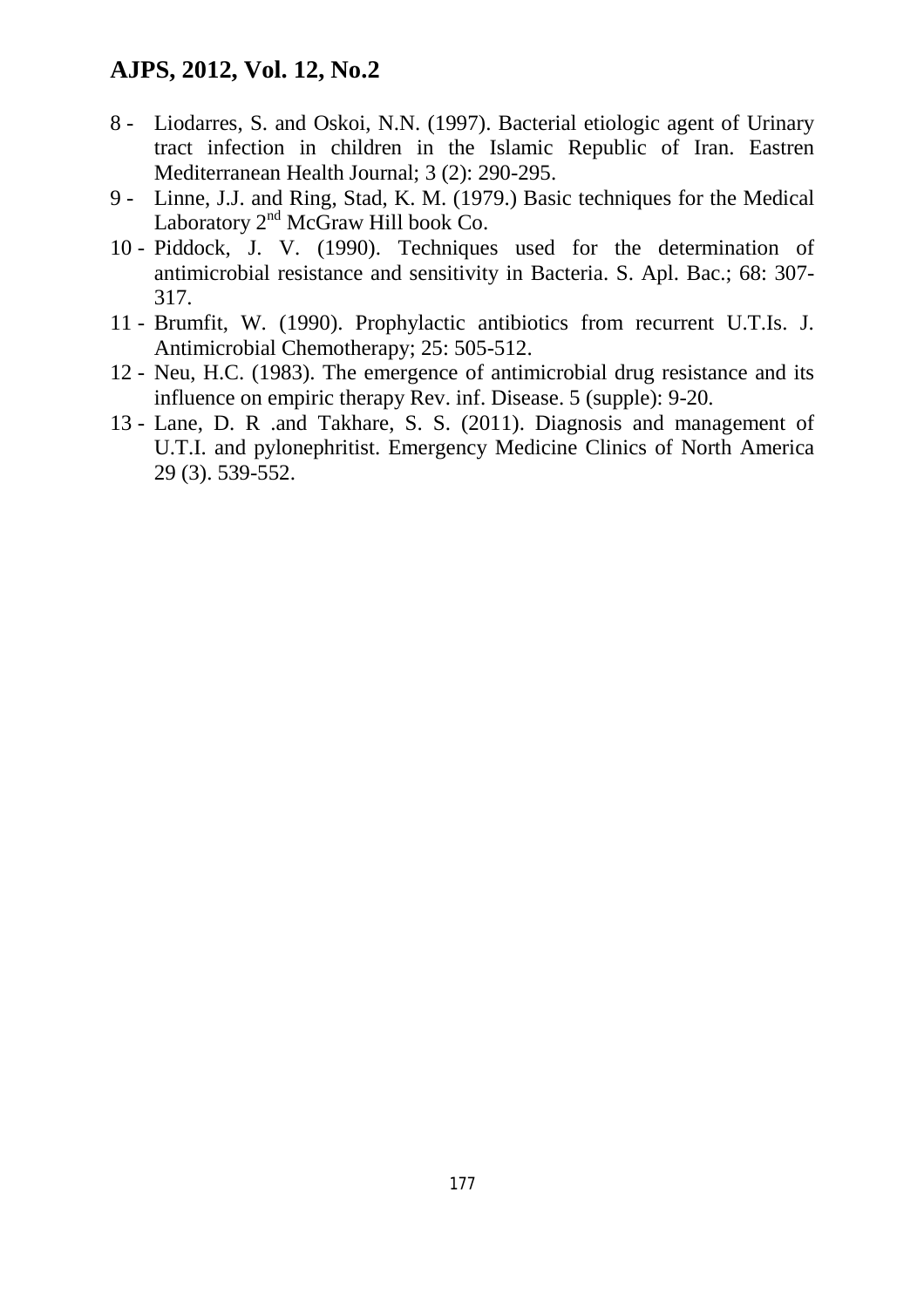8 - Liodarres, S. and Oskoi, N.N. (1997). Bacterial etiologic agent of Urinary tract infection in children in the Islamic Republic of Iran. Eastren Mediterranean Health Journal; 3 (2): 290-295.
9 - Linne, J.J. and Ring, Stad, K. M. (1979.) Basic techniques for the Medical Laboratory 2nd McGraw Hill book Co.
10 - Piddock, J. V. (1990). Techniques used for the determination of antimicrobial resistance and sensitivity in Bacteria. S. Apl. Bac.; 68: 307-317.
11 - Brumfit, W. (1990). Prophylactic antibiotics from recurrent U.T.Is. J. Antimicrobial Chemotherapy; 25: 505-512.
12 - Neu, H.C. (1983). The emergence of antimicrobial drug resistance and its influence on empiric therapy Rev. inf. Disease. 5 (supple): 9-20.
13 - Lane, D. R .and Takhare, S. S. (2011). Diagnosis and management of U.T.I. and pylonephritist. Emergency Medicine Clinics of North America 29 (3). 539-552.